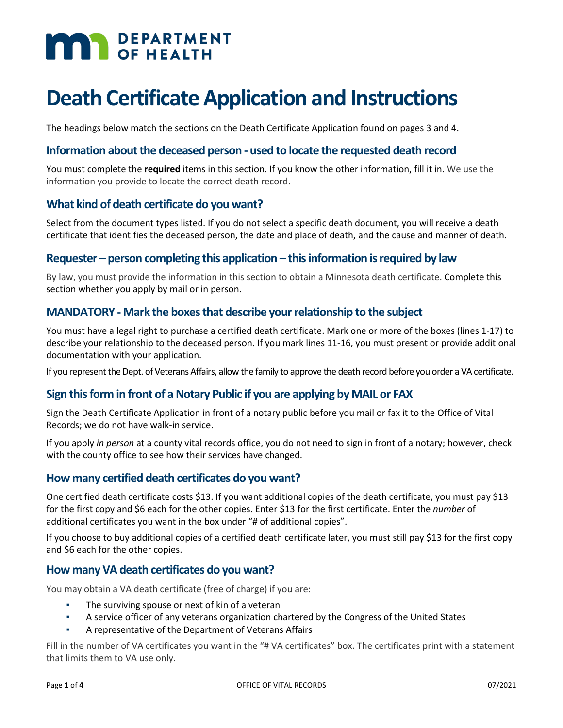# Death Certificate Application and Instructions

The headings below match the sections on the Death Certificate Application found on pages 3 and 4.

## Information about the deceased person - used to locate the requested death record

You must complete the **required** items in this section. If you know the other information, fill it in. We use the information you provide to locate the correct death record.

## What kind of death certificate do you want?

Select from the document types listed. If you do not select a specific death document, you will receive a death certificate that identifies the deceased person, the date and place of death, and the cause and manner of death.

## Requester – person completing this application – this information is required by law

By law, you must provide the information in this section to obtain a Minnesota death certificate. Complete this section whether you apply by mail or in person.

## MANDATORY - Mark the boxes that describe your relationship to the subject

You must have a legal right to purchase a certified death certificate. Mark one or more of the boxes (lines 1-17) to describe your relationship to the deceased person. If you mark lines 11-16, you must present or provide additional documentation with your application.

If you represent the Dept. of Veterans Affairs, allow the family to approve the death record before you order a VA certificate.

## Sign this form in front of a Notary Public if you are applying by MAIL or FAX

Sign the Death Certificate Application in front of a notary public before you mail or fax it to the Office of Vital Records; we do not have walk-in service.

If you apply *in person* at a county vital records office, you do not need to sign in front of a notary; however, check with the county office to see how their services have changed.

## How many certified death certificates do you want?

One certified death certificate costs $13. If you want additional copies of the death certificate, you must pay $13 for the first copy and $6 each for the other copies. Enter $13 for the first certificate. Enter the *number* of additional certificates you want in the box under "# of additional copies".

If you choose to buy additional copies of a certified death certificate later, you must still pay $13 for the first copy and $6 each for the other copies.

## How many VA death certificates do you want?

You may obtain a VA death certificate (free of charge) if you are:

- The surviving spouse or next of kin of a veteran
- A service officer of any veterans organization chartered by the Congress of the United States
- A representative of the Department of Veterans Affairs

Fill in the number of VA certificates you want in the "# VA certificates" box. The certificates print with a statement that limits them to VA use only.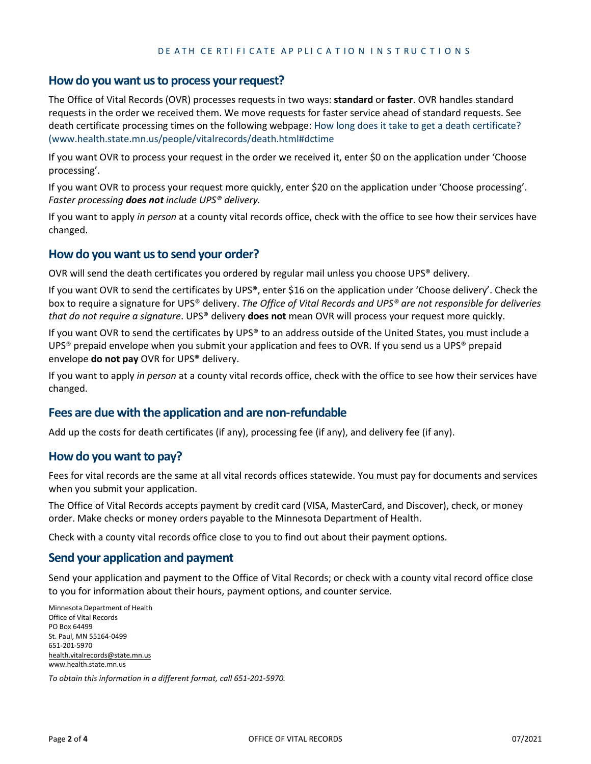## How do you want us to process your request?

The Office of Vital Records (OVR) processes requests in two ways: **standard** or **faster**. OVR handles standard requests in the order we received them. We move requests for faster service ahead of standard requests. See death certificate processing times on the following webpage: How long does it take to get a death certificate? (www.health.state.mn.us/people/vitalrecords/death.html#dctime

If you want OVR to process your request in the order we received it, enter $0 on the application under 'Choose processing'.

If you want OVR to process your request more quickly, enter $20 on the application under 'Choose processing'. *Faster processing **does not** include UPS® delivery.*

If you want to apply *in person* at a county vital records office, check with the office to see how their services have changed.

## How do you want us to send your order?

OVR will send the death certificates you ordered by regular mail unless you choose UPS® delivery.

If you want OVR to send the certificates by UPS®, enter $16 on the application under 'Choose delivery'. Check the box to require a signature for UPS® delivery. *The Office of Vital Records and UPS® are not responsible for deliveries that do not require a signature*. UPS® delivery **does not** mean OVR will process your request more quickly.

If you want OVR to send the certificates by UPS® to an address outside of the United States, you must include a UPS® prepaid envelope when you submit your application and fees to OVR. If you send us a UPS® prepaid envelope **do not pay** OVR for UPS® delivery.

If you want to apply *in person* at a county vital records office, check with the office to see how their services have changed.

## Fees are due with the application and are non-refundable

Add up the costs for death certificates (if any), processing fee (if any), and delivery fee (if any).

## How do you want to pay?

Fees for vital records are the same at all vital records offices statewide. You must pay for documents and services when you submit your application.

The Office of Vital Records accepts payment by credit card (VISA, MasterCard, and Discover), check, or money order. Make checks or money orders payable to the Minnesota Department of Health.

Check with a county vital records office close to you to find out about their payment options.

## Send your application and payment

Send your application and payment to the Office of Vital Records; or check with a county vital record office close to you for information about their hours, payment options, and counter service.

Minnesota Department of Health
Office of Vital Records
PO Box 64499
St. Paul, MN 55164-0499
651-201-5970
health.vitalrecords@state.mn.us
www.health.state.mn.us

*To obtain this information in a different format, call 651-201-5970.*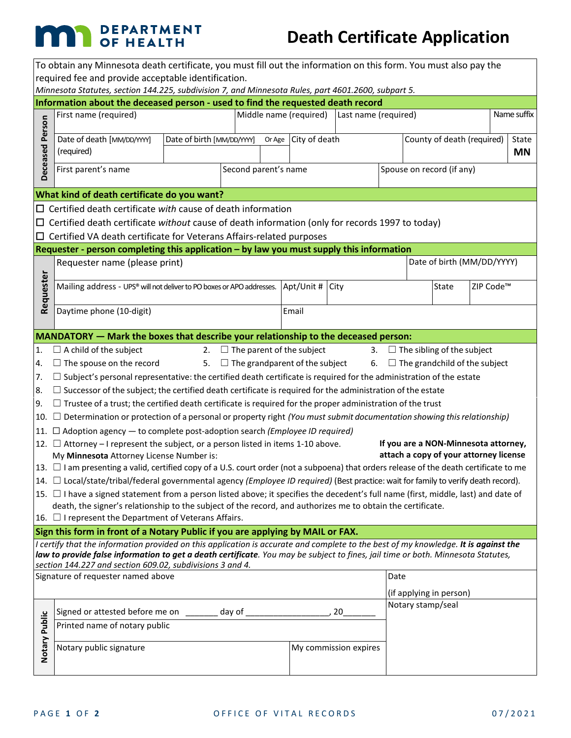# DEPARTMENT OF HEALTH

# Death Certificate Application

To obtain any Minnesota death certificate, you must fill out the information on this form. You must also pay the required fee and provide acceptable identification.

*Minnesota Statutes, section 144.225, subdivision 7, and Minnesota Rules, part 4601.2600, subpart 5.*

## Information about the deceased person - used to find the requested death record

**Deceased Person**

| First name (required) | Middle name (required) | | Last name (required) | | Name suffix |
|---|---|---|---|---|---|
| | | | | | |
| Date of death [MM/DD/YYYY] (required) | Date of birth [MM/DD/YYYY] | Or Age | City of death | County of death (required) | State **MN** |
| First parent's name | Second parent's name | | Spouse on record (if any) | | |

## What kind of death certificate do you want?

- ☐ Certified death certificate *with* cause of death information
- ☐ Certified death certificate *without* cause of death information (only for records 1997 to today)
- ☐ Certified VA death certificate for Veterans Affairs-related purposes

## Requester - person completing this application – by law you must supply this information

**Requester**

| Requester name (please print) | | | | Date of birth (MM/DD/YYYY) |
|---|---|---|---|---|
| Mailing address - UPS® will not deliver to PO boxes or APO addresses. | Apt/Unit # | City | State | ZIP Code™ |
| Daytime phone (10-digit) | Email | | | |

## MANDATORY — Mark the boxes that describe your relationship to the deceased person:

1. ☐ A child of the subject
2. ☐ The parent of the subject
3. ☐ The sibling of the subject
4. ☐ The spouse on the record
5. ☐ The grandparent of the subject
6. ☐ The grandchild of the subject
7. ☐ Subject's personal representative: the certified death certificate is required for the administration of the estate
8. ☐ Successor of the subject; the certified death certificate is required for the administration of the estate
9. ☐ Trustee of a trust; the certified death certificate is required for the proper administration of the trust
10. ☐ Determination or protection of a personal or property right *(You must submit documentation showing this relationship)*
11. ☐ Adoption agency — to complete post-adoption search *(Employee ID required)*
12. ☐ Attorney – I represent the subject, or a person listed in items 1-10 above. My **Minnesota** Attorney License Number is:
    **If you are a NON-Minnesota attorney, attach a copy of your attorney license**
13. ☐ I am presenting a valid, certified copy of a U.S. court order (not a subpoena) that orders release of the death certificate to me
14. ☐ Local/state/tribal/federal governmental agency *(Employee ID required)* (Best practice: wait for family to verify death record).
15. ☐ I have a signed statement from a person listed above; it specifies the decedent's full name (first, middle, last) and date of death, the signer's relationship to the subject of the record, and authorizes me to obtain the certificate.
16. ☐ I represent the Department of Veterans Affairs.

## Sign this form in front of a Notary Public if you are applying by MAIL or FAX.

*I certify that the information provided on this application is accurate and complete to the best of my knowledge.* ***It is against the law to provide false information to get a death certificate.*** *You may be subject to fines, jail time or both. Minnesota Statutes, section 144.227 and section 609.02, subdivisions 3 and 4.*

| Signature of requester named above | Date (if applying in person) |
|---|---|
| | |

**Notary Public**

| Signed or attested before me on _______ day of _________________, 20_______ | | Notary stamp/seal |
|---|---|---|
| Printed name of notary public | | |
| Notary public signature | My commission expires | |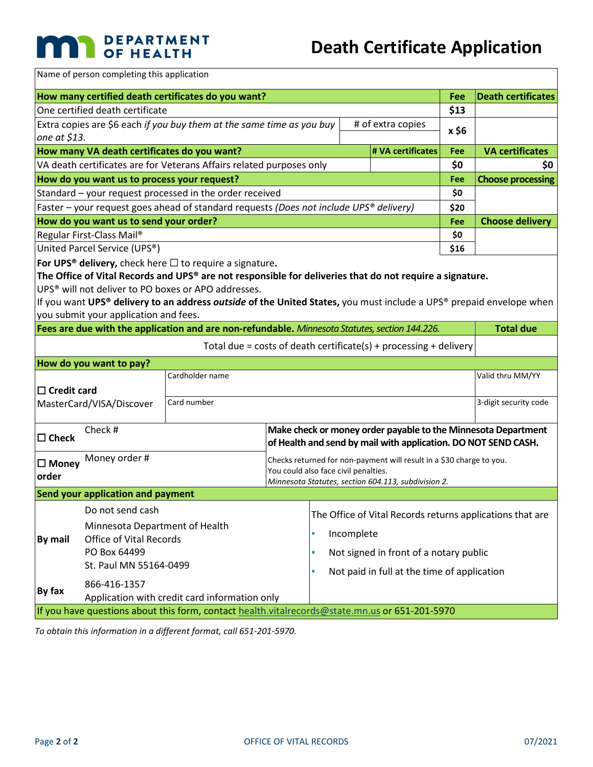**DEPARTMENT OF HEALTH**

# Death Certificate Application

Name of person completing this application

| | | | |
|---|---|---|---|
| **How many certified death certificates do you want?** | | **Fee** | **Death certificates** |
| One certified death certificate | | **$13** | |
| Extra copies are $6 each *if you buy them at the same time as you buy one at $13.* | # of extra copies | **x $6** | |
| **How many VA death certificates do you want?** | **# VA certificates** | **Fee** | **VA certificates** |
| VA death certificates are for Veterans Affairs related purposes only | | **$0** | **$0** |
| **How do you want us to process your request?** | | **Fee** | **Choose processing** |
| Standard – your request processed in the order received | | **$0** | |
| Faster – your request goes ahead of standard requests *(Does not include UPS® delivery)* | | **$20** | |
| **How do you want us to send your order?** | | **Fee** | **Choose delivery** |
| Regular First-Class Mail® | | **$0** | |
| United Parcel Service (UPS®) | | **$16** | |

**For UPS® delivery,** check here ☐ to require a signature**.**

**The Office of Vital Records and UPS® are not responsible for deliveries that do not require a signature.**

UPS® will not deliver to PO boxes or APO addresses.

If you want **UPS® delivery to an address *outside* of the United States,** you must include a UPS® prepaid envelope when you submit your application and fees.

| | |
|---|---|
| **Fees are due with the application and are non-refundable.** *Minnesota Statutes, section 144.226.* | **Total due** |
| Total due = costs of death certificate(s) + processing + delivery | |

**How do you want to pay?**

| | | |
|---|---|---|
| ☐ **Credit card** MasterCard/VISA/Discover | Cardholder name | Valid thru MM/YY |
| | Card number | 3-digit security code |
| ☐ **Check** | Check # | **Make check or money order payable to the Minnesota Department of Health and send by mail with application. DO NOT SEND CASH.** |
| ☐ **Money order** | Money order # | Checks returned for non-payment will result in a $30 charge to you. You could also face civil penalties. *Minnesota Statutes, section 604.113, subdivision 2.* |

**Send your application and payment**

**By mail**

Do not send cash

Minnesota Department of Health
Office of Vital Records
PO Box 64499
St. Paul MN 55164-0499

**By fax**

866-416-1357
Application with credit card information only

The Office of Vital Records returns applications that are

- Incomplete
- Not signed in front of a notary public
- Not paid in full at the time of application

If you have questions about this form, contact health.vitalrecords@state.mn.us or 651-201-5970

*To obtain this information in a different format, call 651-201-5970.*